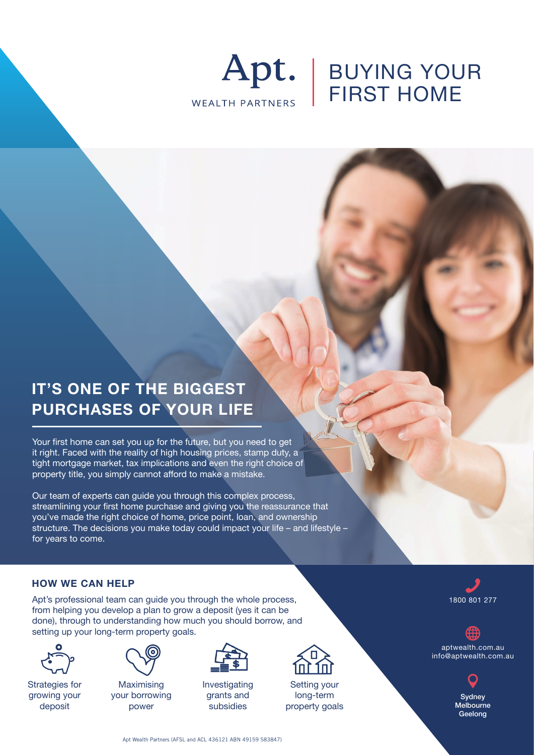Apt.

WEALTH PARTNERS

# BUYING YOUR FIRST HOME

## IT'S ONE OF THE BIGGEST PURCHASES OF YOUR LIFE

Your first home can set you up for the future, but you need to get it right. Faced with the reality of high housing prices, stamp duty, a tight mortgage market, tax implications and even the right choice of property title, you simply cannot afford to make a mistake.

Our team of experts can guide you through this complex process, streamlining your first home purchase and giving you the reassurance that you've made the right choice of home, price point, loan, and ownership structure. The decisions you make today could impact your life – and lifestyle – for years to come.

### HOW WE CAN HELP

Apt's professional team can guide you through the whole process, from helping you develop a plan to grow a deposit (yes it can be done), through to understanding how much you should borrow, and setting up your long-term property goals.

- Strategies for growing your deposit
- Maximising your borrowing power
- Investigating grants and subsidies
- Setting your long-term property goals

1800 801 277

aptwealth.com.au
info@aptwealth.com.au

Sydney
Melbourne
Geelong

Apt Wealth Partners (AFSL and ACL 436121 ABN 49159 583847)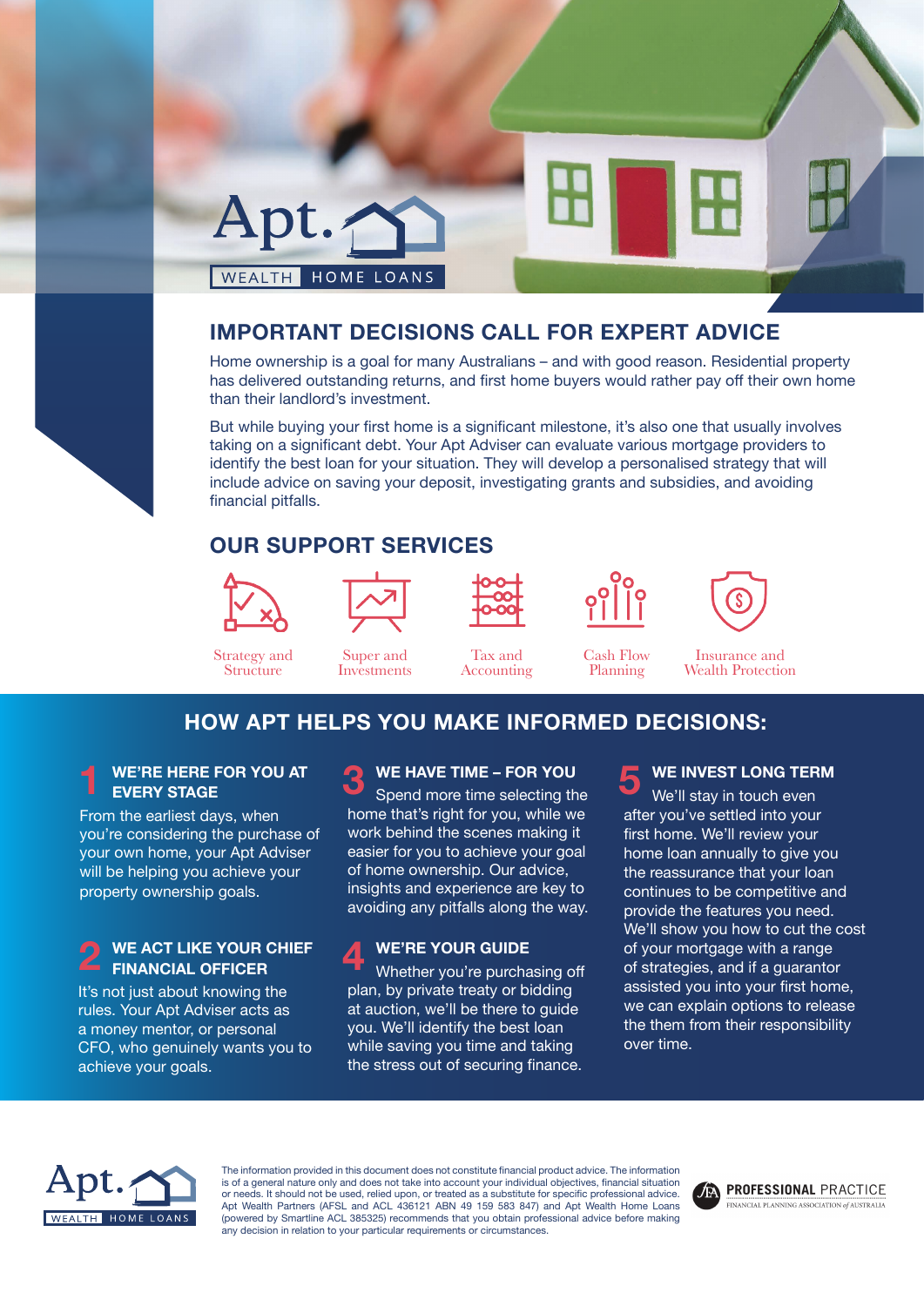Apt.

WEALTH HOME LOANS

## IMPORTANT DECISIONS CALL FOR EXPERT ADVICE

Home ownership is a goal for many Australians – and with good reason. Residential property has delivered outstanding returns, and first home buyers would rather pay off their own home than their landlord's investment.

But while buying your first home is a significant milestone, it's also one that usually involves taking on a significant debt. Your Apt Adviser can evaluate various mortgage providers to identify the best loan for your situation. They will develop a personalised strategy that will include advice on saving your deposit, investigating grants and subsidies, and avoiding financial pitfalls.

## OUR SUPPORT SERVICES

- Strategy and Structure
- Super and Investments
- Tax and Accounting
- Cash Flow Planning
- Insurance and Wealth Protection

## HOW APT HELPS YOU MAKE INFORMED DECISIONS:

### 1 WE'RE HERE FOR YOU AT EVERY STAGE

From the earliest days, when you're considering the purchase of your own home, your Apt Adviser will be helping you achieve your property ownership goals.

### 2 WE ACT LIKE YOUR CHIEF FINANCIAL OFFICER

It's not just about knowing the rules. Your Apt Adviser acts as a money mentor, or personal CFO, who genuinely wants you to achieve your goals.

### 3 WE HAVE TIME – FOR YOU

Spend more time selecting the home that's right for you, while we work behind the scenes making it easier for you to achieve your goal of home ownership. Our advice, insights and experience are key to avoiding any pitfalls along the way.

### 4 WE'RE YOUR GUIDE

Whether you're purchasing off plan, by private treaty or bidding at auction, we'll be there to guide you. We'll identify the best loan while saving you time and taking the stress out of securing finance.

### 5 WE INVEST LONG TERM

We'll stay in touch even after you've settled into your first home. We'll review your home loan annually to give you the reassurance that your loan continues to be competitive and provide the features you need. We'll show you how to cut the cost of your mortgage with a range of strategies, and if a guarantor assisted you into your first home, we can explain options to release the them from their responsibility over time.

Apt.

WEALTH HOME LOANS

The information provided in this document does not constitute financial product advice. The information is of a general nature only and does not take into account your individual objectives, financial situation or needs. It should not be used, relied upon, or treated as a substitute for specific professional advice. Apt Wealth Partners (AFSL and ACL 436121 ABN 49 159 583 847) and Apt Wealth Home Loans (powered by Smartline ACL 385325) recommends that you obtain professional advice before making any decision in relation to your particular requirements or circumstances.

PROFESSIONAL PRACTICE
FINANCIAL PLANNING ASSOCIATION of AUSTRALIA